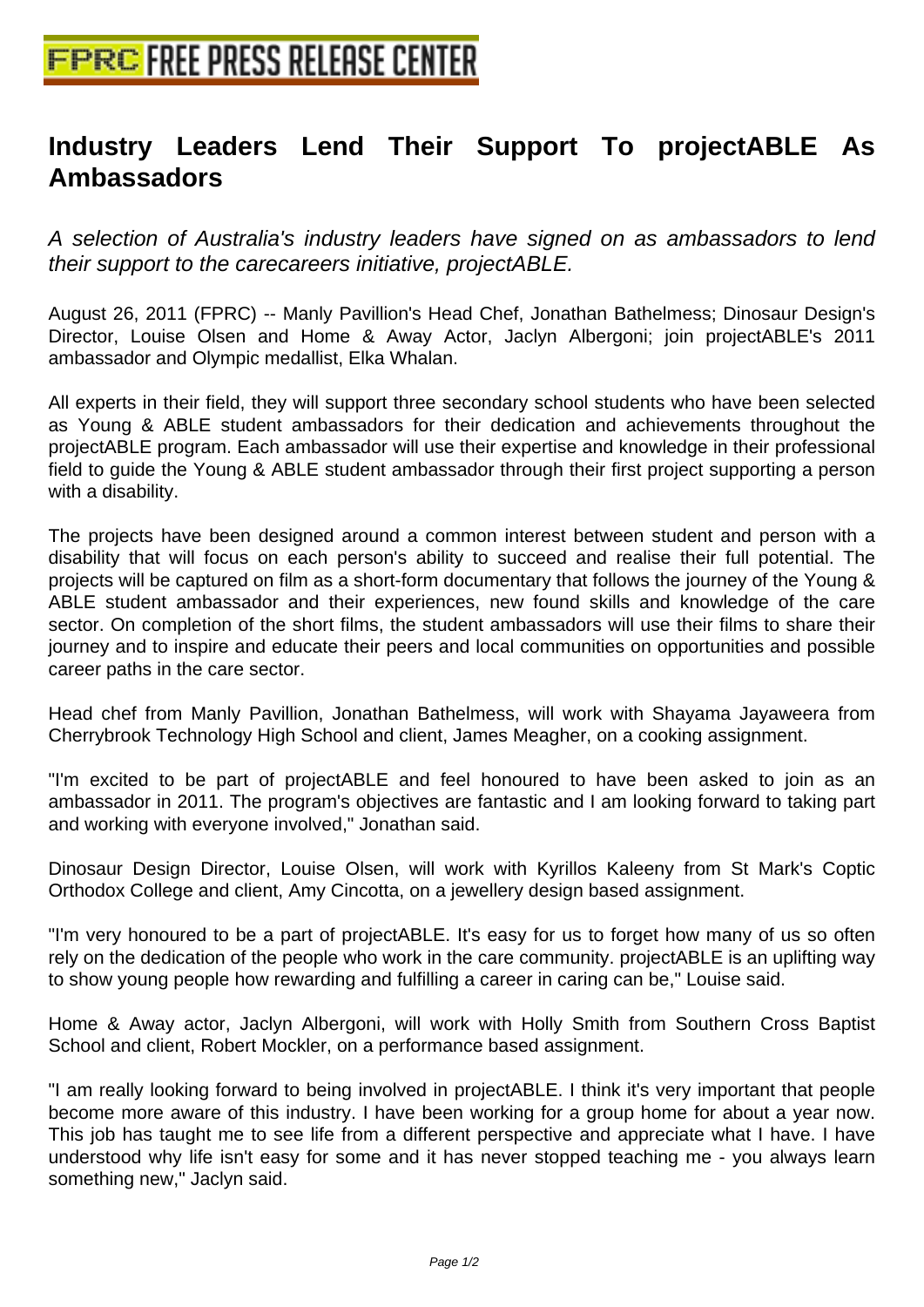# Industry Leaders Lend Their Support To projectABLE As Ambassadors

*A selection of Australia's industry leaders have signed on as ambassadors to lend their support to the carecareers initiative, projectABLE.*

August 26, 2011 (FPRC) -- Manly Pavillion's Head Chef, Jonathan Bathelmess; Dinosaur Design's Director, Louise Olsen and Home & Away Actor, Jaclyn Albergoni; join projectABLE's 2011 ambassador and Olympic medallist, Elka Whalan.

All experts in their field, they will support three secondary school students who have been selected as Young & ABLE student ambassadors for their dedication and achievements throughout the projectABLE program. Each ambassador will use their expertise and knowledge in their professional field to guide the Young & ABLE student ambassador through their first project supporting a person with a disability.

The projects have been designed around a common interest between student and person with a disability that will focus on each person's ability to succeed and realise their full potential. The projects will be captured on film as a short-form documentary that follows the journey of the Young & ABLE student ambassador and their experiences, new found skills and knowledge of the care sector. On completion of the short films, the student ambassadors will use their films to share their journey and to inspire and educate their peers and local communities on opportunities and possible career paths in the care sector.

Head chef from Manly Pavillion, Jonathan Bathelmess, will work with Shayama Jayaweera from Cherrybrook Technology High School and client, James Meagher, on a cooking assignment.

"I'm excited to be part of projectABLE and feel honoured to have been asked to join as an ambassador in 2011. The program's objectives are fantastic and I am looking forward to taking part and working with everyone involved," Jonathan said.

Dinosaur Design Director, Louise Olsen, will work with Kyrillos Kaleeny from St Mark's Coptic Orthodox College and client, Amy Cincotta, on a jewellery design based assignment.

"I'm very honoured to be a part of projectABLE. It's easy for us to forget how many of us so often rely on the dedication of the people who work in the care community. projectABLE is an uplifting way to show young people how rewarding and fulfilling a career in caring can be," Louise said.

Home & Away actor, Jaclyn Albergoni, will work with Holly Smith from Southern Cross Baptist School and client, Robert Mockler, on a performance based assignment.

"I am really looking forward to being involved in projectABLE. I think it's very important that people become more aware of this industry. I have been working for a group home for about a year now. This job has taught me to see life from a different perspective and appreciate what I have. I have understood why life isn't easy for some and it has never stopped teaching me - you always learn something new," Jaclyn said.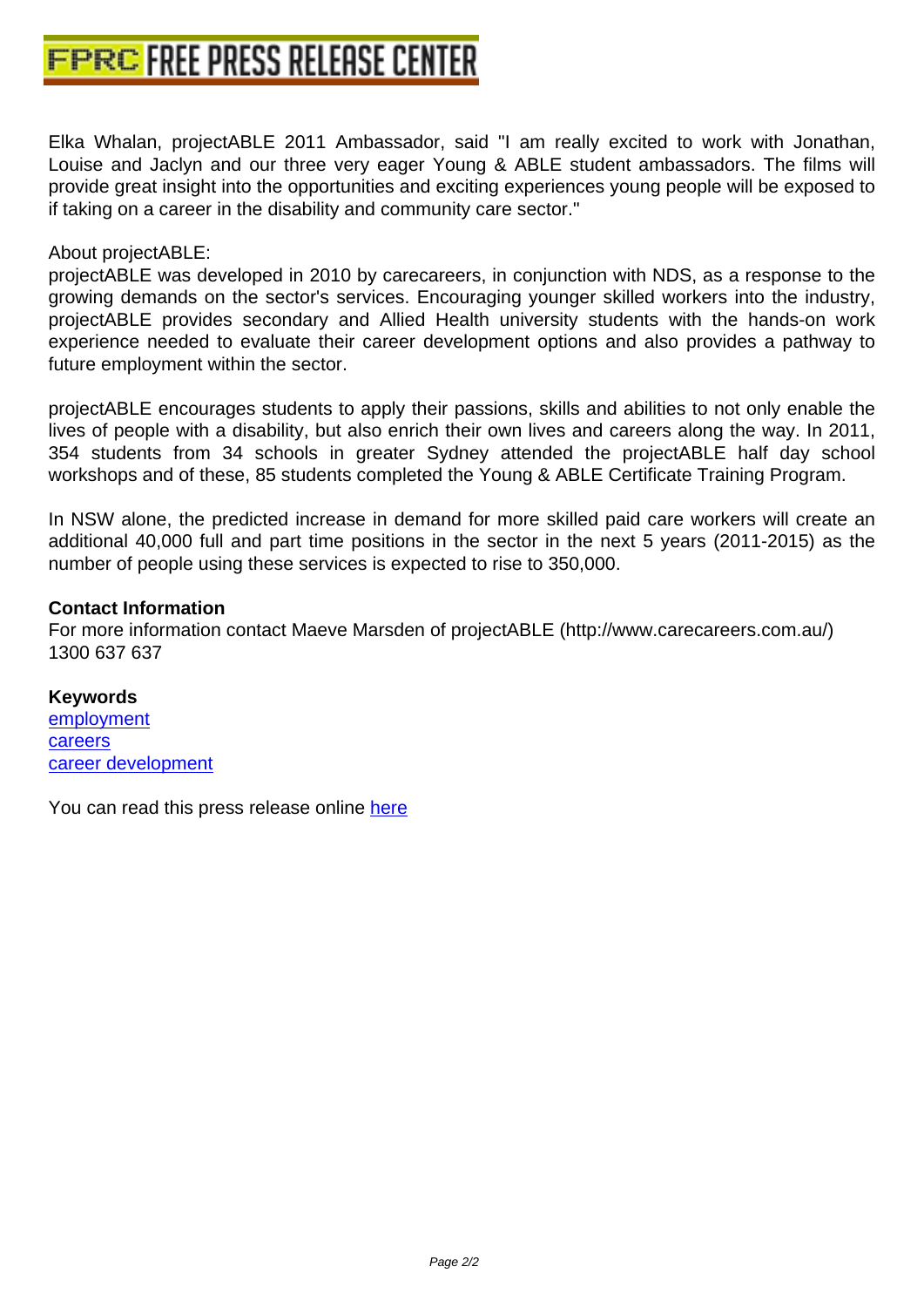Elka Whalan, projectABLE 2011 Ambassador, said "I am really excited to work with Jonathan, Louise and Jaclyn and our three very eager Young & ABLE student ambassadors. The films will provide great insight into the opportunities and exciting experiences young people will be exposed to if taking on a career in the disability and community care sector."

About projectABLE:
projectABLE was developed in 2010 by carecareers, in conjunction with NDS, as a response to the growing demands on the sector's services. Encouraging younger skilled workers into the industry, projectABLE provides secondary and Allied Health university students with the hands-on work experience needed to evaluate their career development options and also provides a pathway to future employment within the sector.

projectABLE encourages students to apply their passions, skills and abilities to not only enable the lives of people with a disability, but also enrich their own lives and careers along the way. In 2011, 354 students from 34 schools in greater Sydney attended the projectABLE half day school workshops and of these, 85 students completed the Young & ABLE Certificate Training Program.

In NSW alone, the predicted increase in demand for more skilled paid care workers will create an additional 40,000 full and part time positions in the sector in the next 5 years (2011-2015) as the number of people using these services is expected to rise to 350,000.

**Contact Information**
For more information contact Maeve Marsden of projectABLE (http://www.carecareers.com.au/)
1300 637 637

**Keywords**
employment
careers
career development

You can read this press release online here